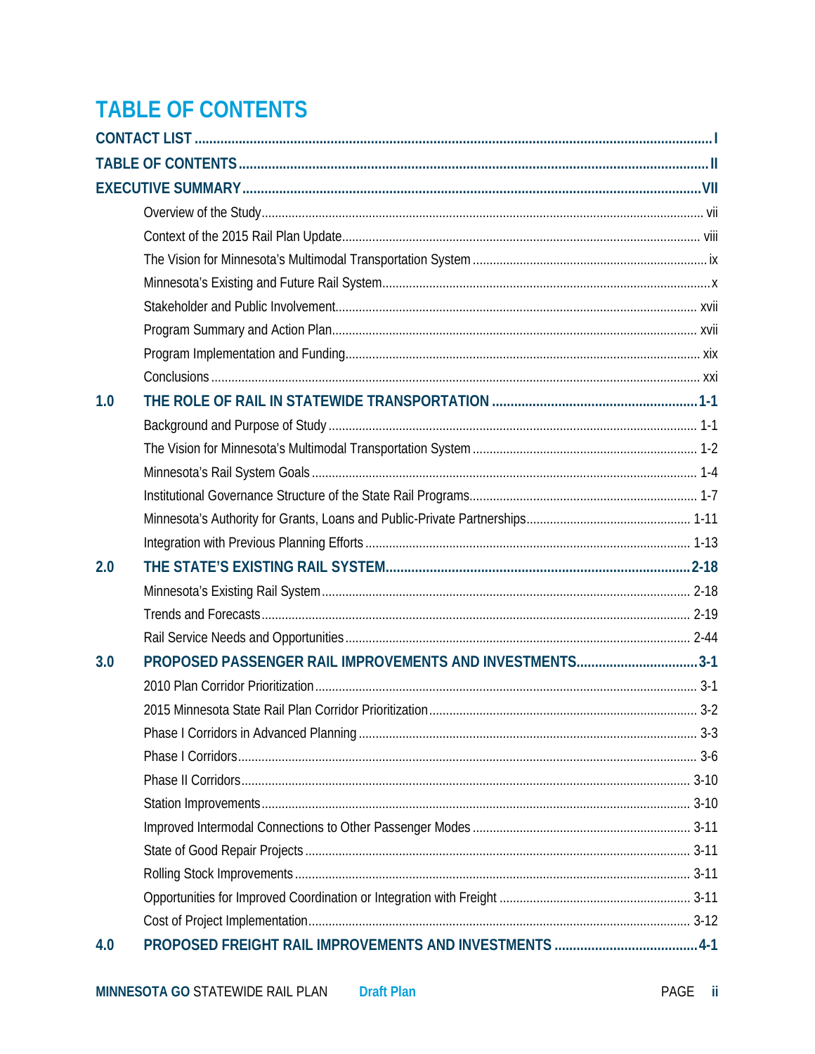# TABLE OF CONTENTS

**CONTACT LIST** .......... I

**TABLE OF CONTENTS** .......... II

**EXECUTIVE SUMMARY** .......... VII

- Overview of the Study .......... vii
- Context of the 2015 Rail Plan Update .......... viii
- The Vision for Minnesota's Multimodal Transportation System .......... ix
- Minnesota's Existing and Future Rail System .......... x
- Stakeholder and Public Involvement .......... xvii
- Program Summary and Action Plan .......... xvii
- Program Implementation and Funding .......... xix
- Conclusions .......... xxi

**1.0 THE ROLE OF RAIL IN STATEWIDE TRANSPORTATION** .......... 1-1

- Background and Purpose of Study .......... 1-1
- The Vision for Minnesota's Multimodal Transportation System .......... 1-2
- Minnesota's Rail System Goals .......... 1-4
- Institutional Governance Structure of the State Rail Programs .......... 1-7
- Minnesota's Authority for Grants, Loans and Public-Private Partnerships .......... 1-11
- Integration with Previous Planning Efforts .......... 1-13

**2.0 THE STATE'S EXISTING RAIL SYSTEM** .......... 2-18

- Minnesota's Existing Rail System .......... 2-18
- Trends and Forecasts .......... 2-19
- Rail Service Needs and Opportunities .......... 2-44

**3.0 PROPOSED PASSENGER RAIL IMPROVEMENTS AND INVESTMENTS** .......... 3-1

- 2010 Plan Corridor Prioritization .......... 3-1
- 2015 Minnesota State Rail Plan Corridor Prioritization .......... 3-2
- Phase I Corridors in Advanced Planning .......... 3-3
- Phase I Corridors .......... 3-6
- Phase II Corridors .......... 3-10
- Station Improvements .......... 3-10
- Improved Intermodal Connections to Other Passenger Modes .......... 3-11
- State of Good Repair Projects .......... 3-11
- Rolling Stock Improvements .......... 3-11
- Opportunities for Improved Coordination or Integration with Freight .......... 3-11
- Cost of Project Implementation .......... 3-12

**4.0 PROPOSED FREIGHT RAIL IMPROVEMENTS AND INVESTMENTS** .......... 4-1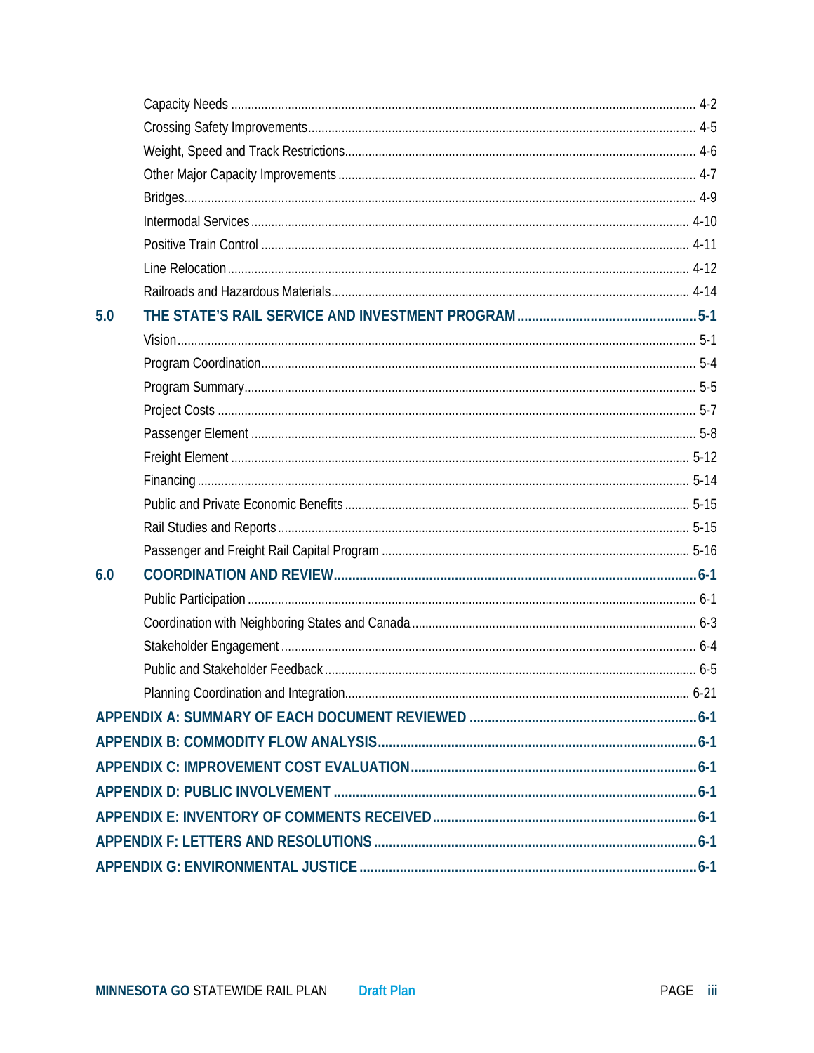Capacity Needs ........................................................................ 4-2
Crossing Safety Improvements ........................................................................ 4-5
Weight, Speed and Track Restrictions ........................................................................ 4-6
Other Major Capacity Improvements ........................................................................ 4-7
Bridges ........................................................................ 4-9
Intermodal Services ........................................................................ 4-10
Positive Train Control ........................................................................ 4-11
Line Relocation ........................................................................ 4-12
Railroads and Hazardous Materials ........................................................................ 4-14

**5.0 THE STATE'S RAIL SERVICE AND INVESTMENT PROGRAM ........................................ 5-1**

Vision ........................................................................ 5-1
Program Coordination ........................................................................ 5-4
Program Summary ........................................................................ 5-5
Project Costs ........................................................................ 5-7
Passenger Element ........................................................................ 5-8
Freight Element ........................................................................ 5-12
Financing ........................................................................ 5-14
Public and Private Economic Benefits ........................................................................ 5-15
Rail Studies and Reports ........................................................................ 5-15
Passenger and Freight Rail Capital Program ........................................................................ 5-16

**6.0 COORDINATION AND REVIEW ........................................................................ 6-1**

Public Participation ........................................................................ 6-1
Coordination with Neighboring States and Canada ........................................................................ 6-3
Stakeholder Engagement ........................................................................ 6-4
Public and Stakeholder Feedback ........................................................................ 6-5
Planning Coordination and Integration ........................................................................ 6-21

**APPENDIX A: SUMMARY OF EACH DOCUMENT REVIEWED ........................................ 6-1**

**APPENDIX B: COMMODITY FLOW ANALYSIS ........................................ 6-1**

**APPENDIX C: IMPROVEMENT COST EVALUATION ........................................ 6-1**

**APPENDIX D: PUBLIC INVOLVEMENT ........................................ 6-1**

**APPENDIX E: INVENTORY OF COMMENTS RECEIVED ........................................ 6-1**

**APPENDIX F: LETTERS AND RESOLUTIONS ........................................ 6-1**

**APPENDIX G: ENVIRONMENTAL JUSTICE ........................................ 6-1**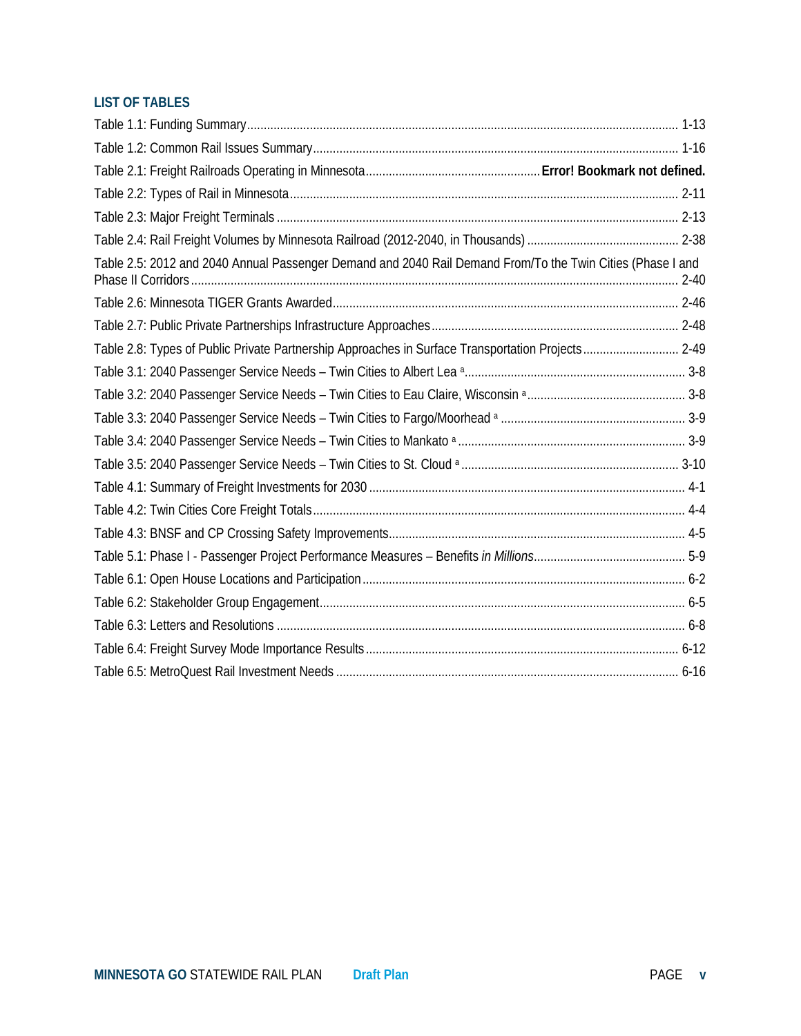### LIST OF TABLES

Table 1.1: Funding Summary ........................................................................................................ 1-13
Table 1.2: Common Rail Issues Summary ........................................................................................ 1-16
Table 2.1: Freight Railroads Operating in Minnesota ........................................ **Error! Bookmark not defined.**
Table 2.2: Types of Rail in Minnesota ........................................................................................ 2-11
Table 2.3: Major Freight Terminals ........................................................................................ 2-13
Table 2.4: Rail Freight Volumes by Minnesota Railroad (2012-2040, in Thousands) ........................ 2-38
Table 2.5: 2012 and 2040 Annual Passenger Demand and 2040 Rail Demand From/To the Twin Cities (Phase I and Phase II Corridors ........................................................................................ 2-40
Table 2.6: Minnesota TIGER Grants Awarded ........................................................................................ 2-46
Table 2.7: Public Private Partnerships Infrastructure Approaches ........................................................ 2-48
Table 2.8: Types of Public Private Partnership Approaches in Surface Transportation Projects ........ 2-49
Table 3.1: 2040 Passenger Service Needs – Twin Cities to Albert Lea [a] ........................................ 3-8
Table 3.2: 2040 Passenger Service Needs – Twin Cities to Eau Claire, Wisconsin [a] ........................ 3-8
Table 3.3: 2040 Passenger Service Needs – Twin Cities to Fargo/Moorhead [a] ................................ 3-9
Table 3.4: 2040 Passenger Service Needs – Twin Cities to Mankato [a] ........................................ 3-9
Table 3.5: 2040 Passenger Service Needs – Twin Cities to St. Cloud [a] ........................................ 3-10
Table 4.1: Summary of Freight Investments for 2030 ........................................................................ 4-1
Table 4.2: Twin Cities Core Freight Totals ........................................................................................ 4-4
Table 4.3: BNSF and CP Crossing Safety Improvements ........................................................................ 4-5
Table 5.1: Phase I - Passenger Project Performance Measures – Benefits *in Millions* ........................ 5-9
Table 6.1: Open House Locations and Participation ........................................................................ 6-2
Table 6.2: Stakeholder Group Engagement ........................................................................................ 6-5
Table 6.3: Letters and Resolutions ........................................................................................ 6-8
Table 6.4: Freight Survey Mode Importance Results ........................................................................ 6-12
Table 6.5: MetroQuest Rail Investment Needs ........................................................................................ 6-16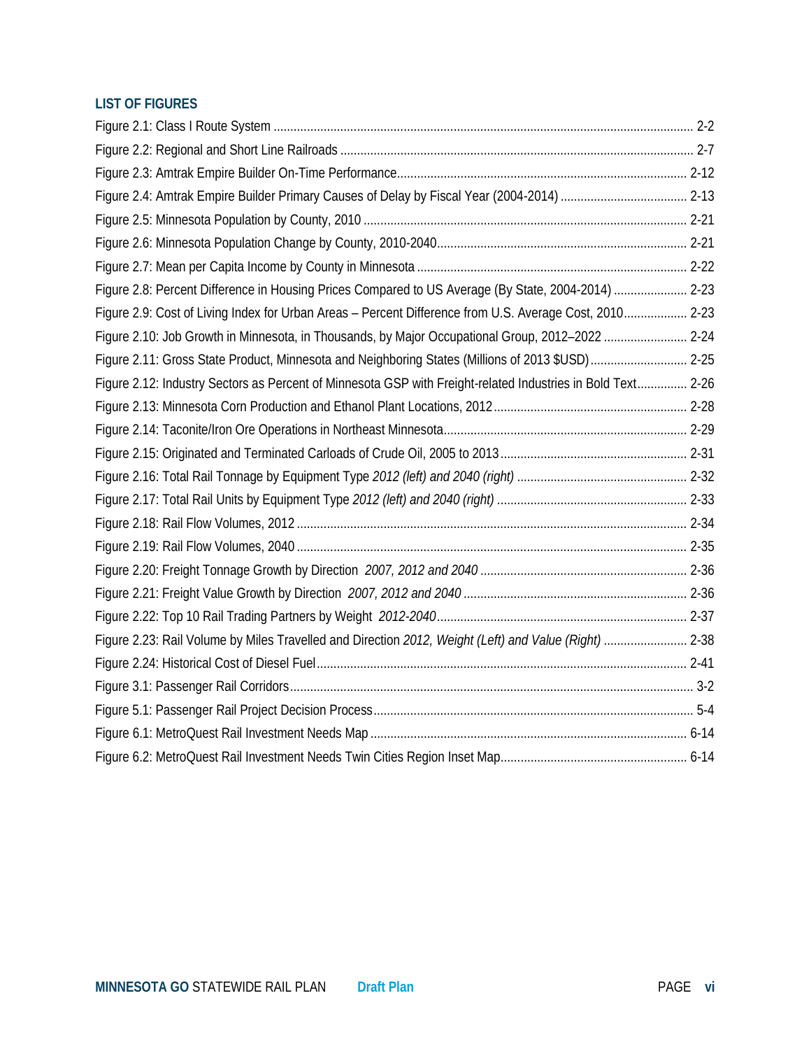**LIST OF FIGURES**

Figure 2.1: Class I Route System ........................................................................................................................ 2-2
Figure 2.2: Regional and Short Line Railroads ..................................................................................................... 2-7
Figure 2.3: Amtrak Empire Builder On-Time Performance.................................................................................. 2-12
Figure 2.4: Amtrak Empire Builder Primary Causes of Delay by Fiscal Year (2004-2014) ...................................... 2-13
Figure 2.5: Minnesota Population by County, 2010 ............................................................................................ 2-21
Figure 2.6: Minnesota Population Change by County, 2010-2040...................................................................... 2-21
Figure 2.7: Mean per Capita Income by County in Minnesota ............................................................................ 2-22
Figure 2.8: Percent Difference in Housing Prices Compared to US Average (By State, 2004-2014) ...................... 2-23
Figure 2.9: Cost of Living Index for Urban Areas – Percent Difference from U.S. Average Cost, 2010................... 2-23
Figure 2.10: Job Growth in Minnesota, in Thousands, by Major Occupational Group, 2012–2022 ......................... 2-24
Figure 2.11: Gross State Product, Minnesota and Neighboring States (Millions of 2013 $USD)............................. 2-25
Figure 2.12: Industry Sectors as Percent of Minnesota GSP with Freight-related Industries in Bold Text............... 2-26
Figure 2.13: Minnesota Corn Production and Ethanol Plant Locations, 2012...................................................... 2-28
Figure 2.14: Taconite/Iron Ore Operations in Northeast Minnesota..................................................................... 2-29
Figure 2.15: Originated and Terminated Carloads of Crude Oil, 2005 to 2013.................................................... 2-31
Figure 2.16: Total Rail Tonnage by Equipment Type *2012 (left) and 2040 (right)* .............................................. 2-32
Figure 2.17: Total Rail Units by Equipment Type *2012 (left) and 2040 (right)* ................................................... 2-33
Figure 2.18: Rail Flow Volumes, 2012 ................................................................................................................ 2-34
Figure 2.19: Rail Flow Volumes, 2040 ................................................................................................................ 2-35
Figure 2.20: Freight Tonnage Growth by Direction *2007, 2012 and 2040* ........................................................... 2-36
Figure 2.21: Freight Value Growth by Direction *2007, 2012 and 2040* ............................................................... 2-36
Figure 2.22: Top 10 Rail Trading Partners by Weight *2012-2040*........................................................................ 2-37
Figure 2.23: Rail Volume by Miles Travelled and Direction *2012, Weight (Left) and Value (Right)* ......................... 2-38
Figure 2.24: Historical Cost of Diesel Fuel.......................................................................................................... 2-41
Figure 3.1: Passenger Rail Corridors..................................................................................................................... 3-2
Figure 5.1: Passenger Rail Project Decision Process............................................................................................. 5-4
Figure 6.1: MetroQuest Rail Investment Needs Map .......................................................................................... 6-14
Figure 6.2: MetroQuest Rail Investment Needs Twin Cities Region Inset Map...................................................... 6-14